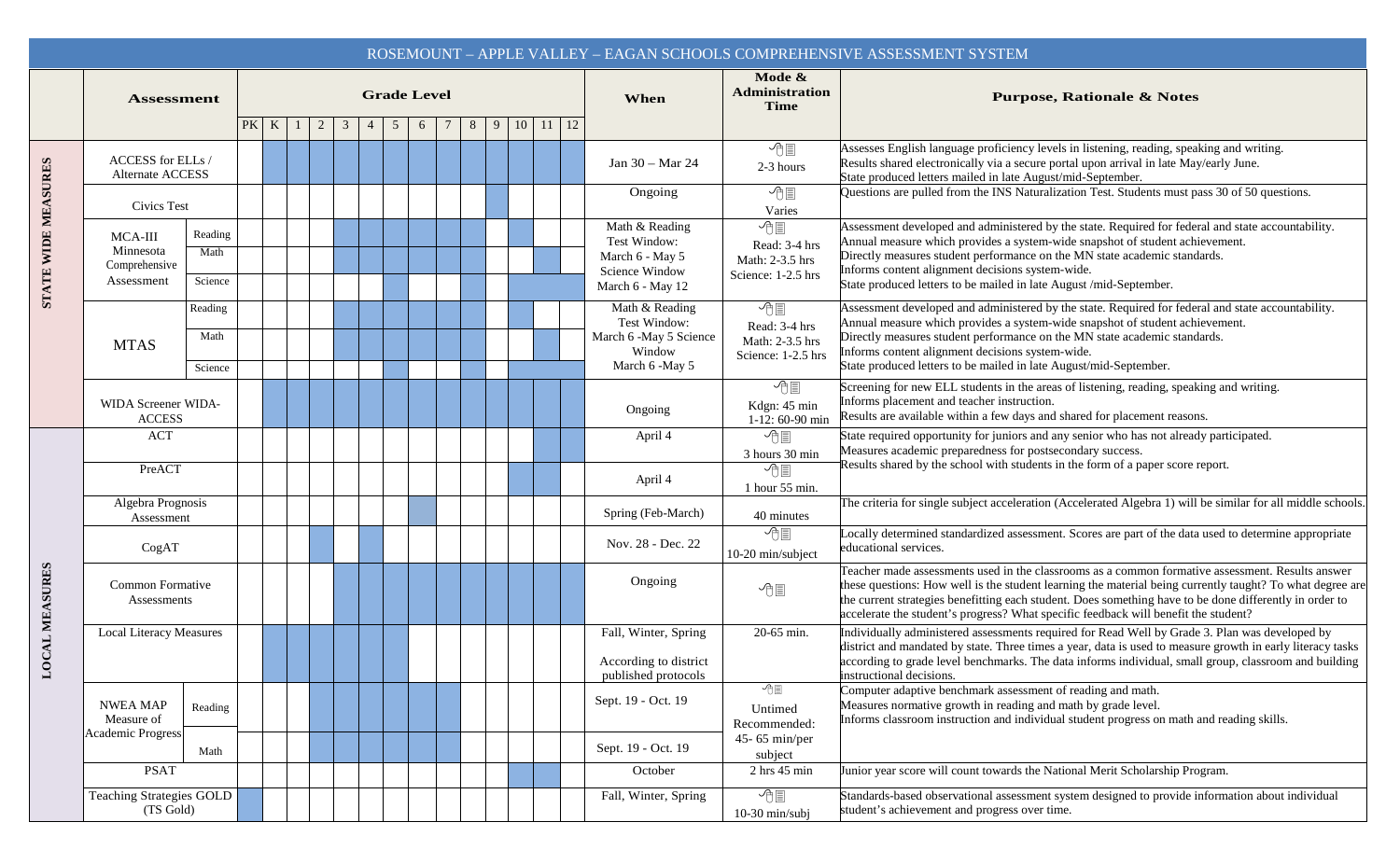# ROSEMOUNT – APPLE VALLEY – EAGAN SCHOOLS COMPREHENSIVE ASSESSMENT SYSTEM

Shaded grade-level cells are marked with X.

| | Assessment | | PK | K | 1 | 2 | 3 | 4 | 5 | 6 | 7 | 8 | 9 | 10 | 11 | 12 | When | Mode & Administration Time | Purpose, Rationale & Notes |
|---|---|---|---|---|---|---|---|---|---|---|---|---|---|---|---|---|---|---|---|
| STATE WIDE MEASURES | ACCESS for ELLs / Alternate ACCESS | | | X | X | X | X | X | X | X | X | X | X | X | X | X | Jan 30 – Mar 24 | 2-3 hours | Assesses English language proficiency levels in listening, reading, speaking and writing. Results shared electronically via a secure portal upon arrival in late May/early June. State produced letters mailed in late August/mid-September. |
| | Civics Test | | | | | | | | | | | | X | | | | Ongoing | Varies | Questions are pulled from the INS Naturalization Test. Students must pass 30 of 50 questions. |
| | MCA-III Minnesota Comprehensive Assessment | Reading | | | | | X | X | X | X | X | X | | X | | | Math & Reading Test Window: March 6 - May 5 Science Window March 6 - May 12 | Read: 3-4 hrs Math: 2-3.5 hrs Science: 1-2.5 hrs | Assessment developed and administered by the state. Required for federal and state accountability. Annual measure which provides a system-wide snapshot of student achievement. Directly measures student performance on the MN state academic standards. Informs content alignment decisions system-wide. State produced letters to be mailed in late August /mid-September. |
| | | Math | | | | | X | X | X | X | X | X | | | X | | | | |
| | | Science | | | | | | | X | | | X | | X | X | X | | | |
| | MTAS | Reading | | | | | X | X | X | X | X | X | | X | | | Math & Reading Test Window: March 6 -May 5 Science Window March 6 -May 5 | Read: 3-4 hrs Math: 2-3.5 hrs Science: 1-2.5 hrs | Assessment developed and administered by the state. Required for federal and state accountability. Annual measure which provides a system-wide snapshot of student achievement. Directly measures student performance on the MN state academic standards. Informs content alignment decisions system-wide. State produced letters to be mailed in late August/mid-September. |
| | | Math | | | | | X | X | X | X | X | X | | | X | | | | |
| | | Science | | | | | | | X | | | X | | X | X | X | | | |
| | WIDA Screener WIDA-ACCESS | | | X | X | X | X | X | X | X | X | X | X | X | X | X | Ongoing | Kdgn: 45 min 1-12: 60-90 min | Screening for new ELL students in the areas of listening, reading, speaking and writing. Informs placement and teacher instruction. Results are available within a few days and shared for placement reasons. |
| LOCAL MEASURES | ACT | | | | | | | | | | | | | | X | X | April 4 | 3 hours 30 min | State required opportunity for juniors and any senior who has not already participated. Measures academic preparedness for postsecondary success. Results shared by the school with students in the form of a paper score report. |
| | PreACT | | | | | | | | | | | | | X | X | | April 4 | 1 hour 55 min. | |
| | Algebra Prognosis Assessment | | | | | | | | | X | | | | | | | Spring (Feb-March) | 40 minutes | The criteria for single subject acceleration (Accelerated Algebra 1) will be similar for all middle schools. |
| | CogAT | | | | | X | | X | | | | | | | | | Nov. 28 - Dec. 22 | 10-20 min/subject | Locally determined standardized assessment. Scores are part of the data used to determine appropriate educational services. |
| | Common Formative Assessments | | | | | | X | X | X | X | X | X | X | X | X | X | Ongoing | | Teacher made assessments used in the classrooms as a common formative assessment. Results answer these questions: How well is the student learning the material being currently taught? To what degree are the current strategies benefitting each student. Does something have to be done differently in order to accelerate the student's progress? What specific feedback will benefit the student? |
| | Local Literacy Measures | | | X | X | X | X | X | X | | | | | | | | Fall, Winter, Spring According to district published protocols | 20-65 min. | Individually administered assessments required for Read Well by Grade 3. Plan was developed by district and mandated by state. Three times a year, data is used to measure growth in early literacy tasks according to grade level benchmarks. The data informs individual, small group, classroom and building instructional decisions. |
| | NWEA MAP Measure of Academic Progress | Reading | | | | X | X | X | X | X | X | X | | | | | Sept. 19 - Oct. 19 | Untimed Recommended: 45- 65 min/per subject | Computer adaptive benchmark assessment of reading and math. Measures normative growth in reading and math by grade level. Informs classroom instruction and individual student progress on math and reading skills. |
| | | Math | | | | X | X | X | X | X | X | X | | | | | Sept. 19 - Oct. 19 | | |
| | PSAT | | | | | | | | | | | | | X | X | | October | 2 hrs 45 min | Junior year score will count towards the National Merit Scholarship Program. |
| | Teaching Strategies GOLD (TS Gold) | | X | | | | | | | | | | | | | | Fall, Winter, Spring | 10-30 min/subj | Standards-based observational assessment system designed to provide information about individual student's achievement and progress over time. |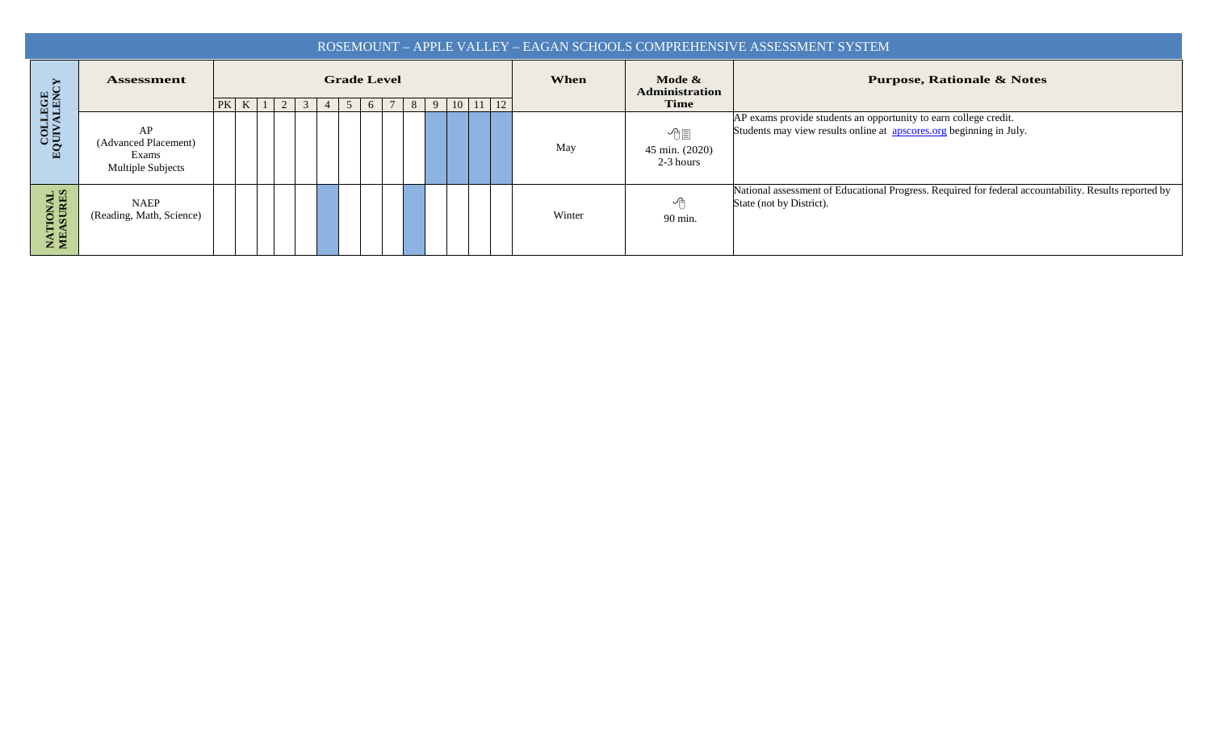# ROSEMOUNT – APPLE VALLEY – EAGAN SCHOOLS COMPREHENSIVE ASSESSMENT SYSTEM

| | Assessment | Grade Level | | | | | | | | | | | | | | When | Mode & Administration Time | Purpose, Rationale & Notes |
|---|---|---|---|---|---|---|---|---|---|---|---|---|---|---|---|---|---|---|
| | | PK | K | 1 | 2 | 3 | 4 | 5 | 6 | 7 | 8 | 9 | 10 | 11 | 12 | | | |
| COLLEGE EQUIVALENCY | AP (Advanced Placement) Exams Multiple Subjects | | | | | | | | | | | ■ | ■ | ■ | ■ | May | 45 min. (2020) 2-3 hours | AP exams provide students an opportunity to earn college credit. Students may view results online at [apscores.org](apscores.org) beginning in July. |
| NATIONAL MEASURES | NAEP (Reading, Math, Science) | | | | | | ■ | | | | ■ | | | | | Winter | 90 min. | National assessment of Educational Progress. Required for federal accountability. Results reported by State (not by District). |